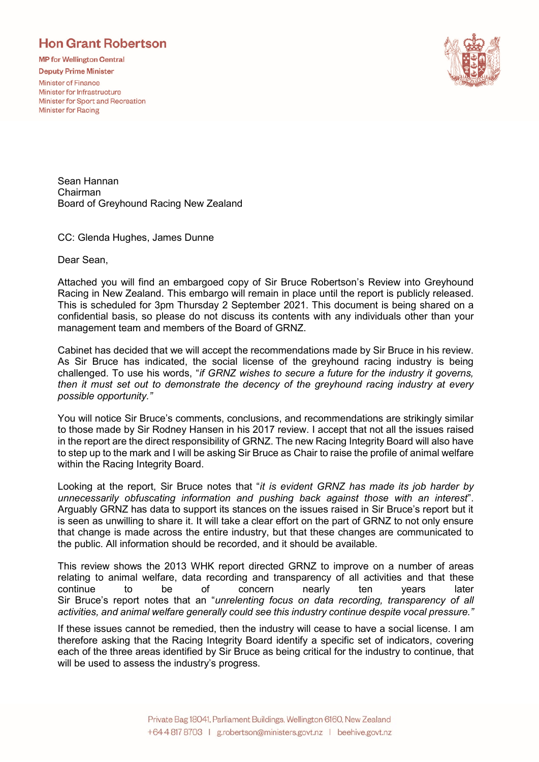**Hon Grant Robertson**

**MP for Wellington Central**
**Deputy Prime Minister**
Minister of Finance
Minister for Infrastructure
Minister for Sport and Recreation
Minister for Racing

Sean Hannan
Chairman
Board of Greyhound Racing New Zealand

CC: Glenda Hughes, James Dunne

Dear Sean,

Attached you will find an embargoed copy of Sir Bruce Robertson's Review into Greyhound Racing in New Zealand. This embargo will remain in place until the report is publicly released. This is scheduled for 3pm Thursday 2 September 2021. This document is being shared on a confidential basis, so please do not discuss its contents with any individuals other than your management team and members of the Board of GRNZ.

Cabinet has decided that we will accept the recommendations made by Sir Bruce in his review. As Sir Bruce has indicated, the social license of the greyhound racing industry is being challenged. To use his words, "*if GRNZ wishes to secure a future for the industry it governs, then it must set out to demonstrate the decency of the greyhound racing industry at every possible opportunity.*"

You will notice Sir Bruce's comments, conclusions, and recommendations are strikingly similar to those made by Sir Rodney Hansen in his 2017 review. I accept that not all the issues raised in the report are the direct responsibility of GRNZ. The new Racing Integrity Board will also have to step up to the mark and I will be asking Sir Bruce as Chair to raise the profile of animal welfare within the Racing Integrity Board.

Looking at the report, Sir Bruce notes that "*it is evident GRNZ has made its job harder by unnecessarily obfuscating information and pushing back against those with an interest*". Arguably GRNZ has data to support its stances on the issues raised in Sir Bruce's report but it is seen as unwilling to share it. It will take a clear effort on the part of GRNZ to not only ensure that change is made across the entire industry, but that these changes are communicated to the public. All information should be recorded, and it should be available.

This review shows the 2013 WHK report directed GRNZ to improve on a number of areas relating to animal welfare, data recording and transparency of all activities and that these continue to be of concern nearly ten years later Sir Bruce's report notes that an "*unrelenting focus on data recording, transparency of all activities, and animal welfare generally could see this industry continue despite vocal pressure.*"

If these issues cannot be remedied, then the industry will cease to have a social license. I am therefore asking that the Racing Integrity Board identify a specific set of indicators, covering each of the three areas identified by Sir Bruce as being critical for the industry to continue, that will be used to assess the industry's progress.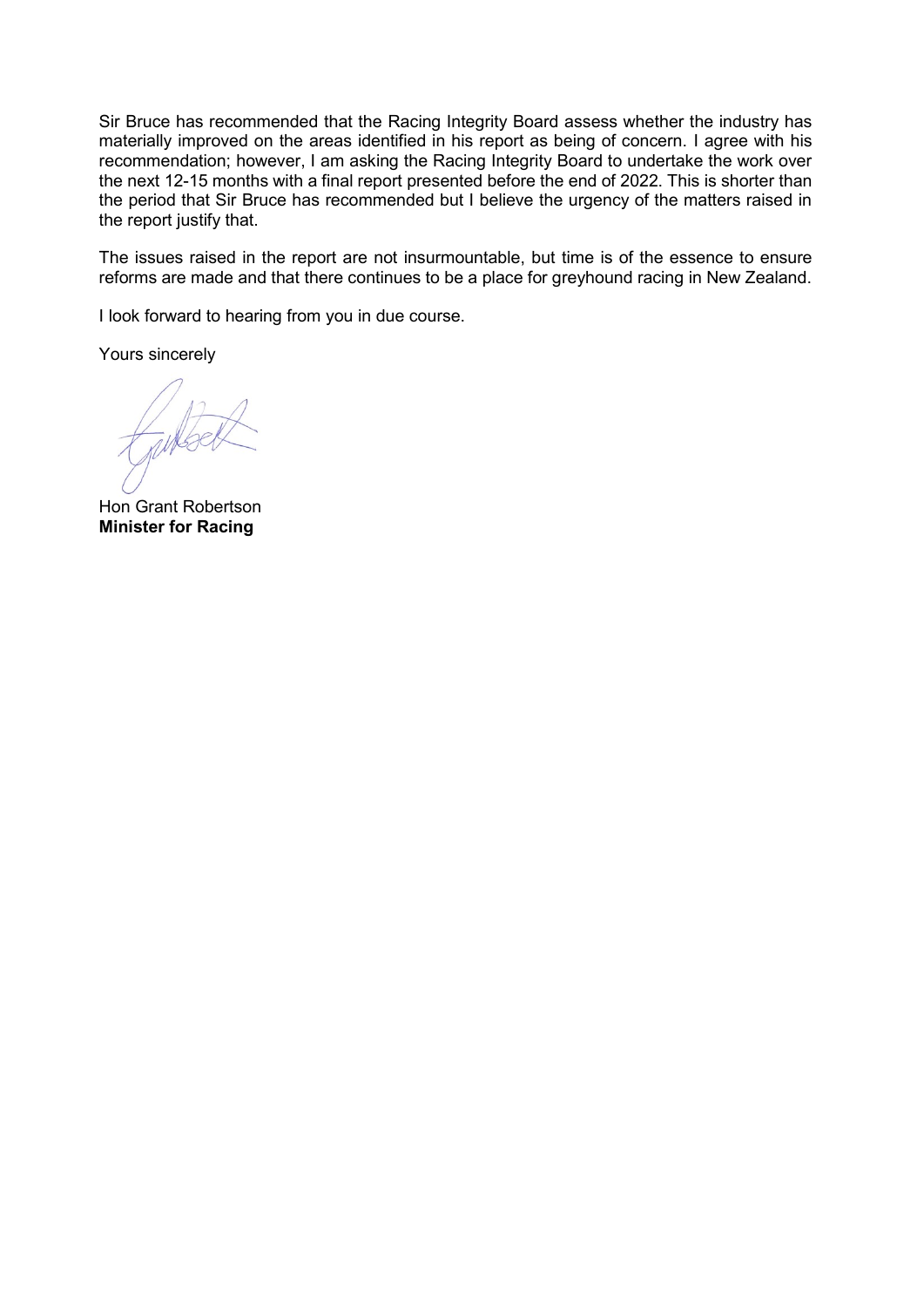Sir Bruce has recommended that the Racing Integrity Board assess whether the industry has materially improved on the areas identified in his report as being of concern. I agree with his recommendation; however, I am asking the Racing Integrity Board to undertake the work over the next 12-15 months with a final report presented before the end of 2022. This is shorter than the period that Sir Bruce has recommended but I believe the urgency of the matters raised in the report justify that.

The issues raised in the report are not insurmountable, but time is of the essence to ensure reforms are made and that there continues to be a place for greyhound racing in New Zealand.

I look forward to hearing from you in due course.

Yours sincerely

Hon Grant Robertson
**Minister for Racing**